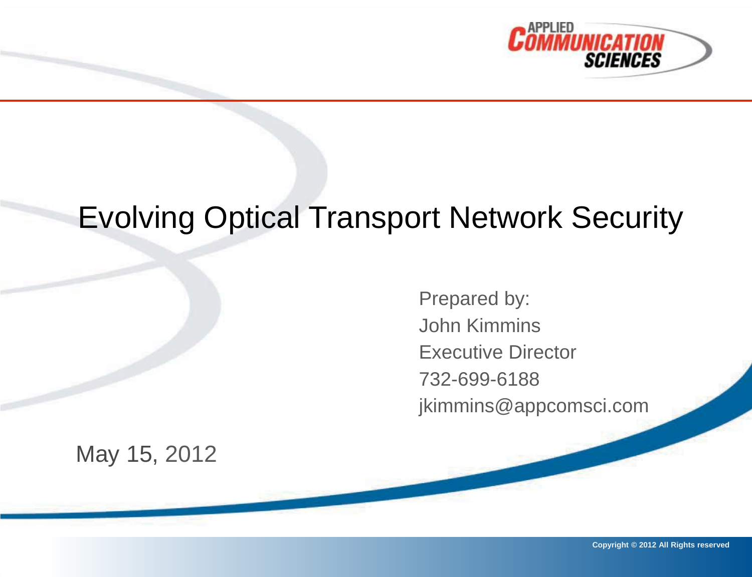# Evolving Optical Transport Network Security

Prepared by:
John Kimmins
Executive Director
732-699-6188
jkimmins@appcomsci.com

May 15, 2012

Copyright © 2012 All Rights reserved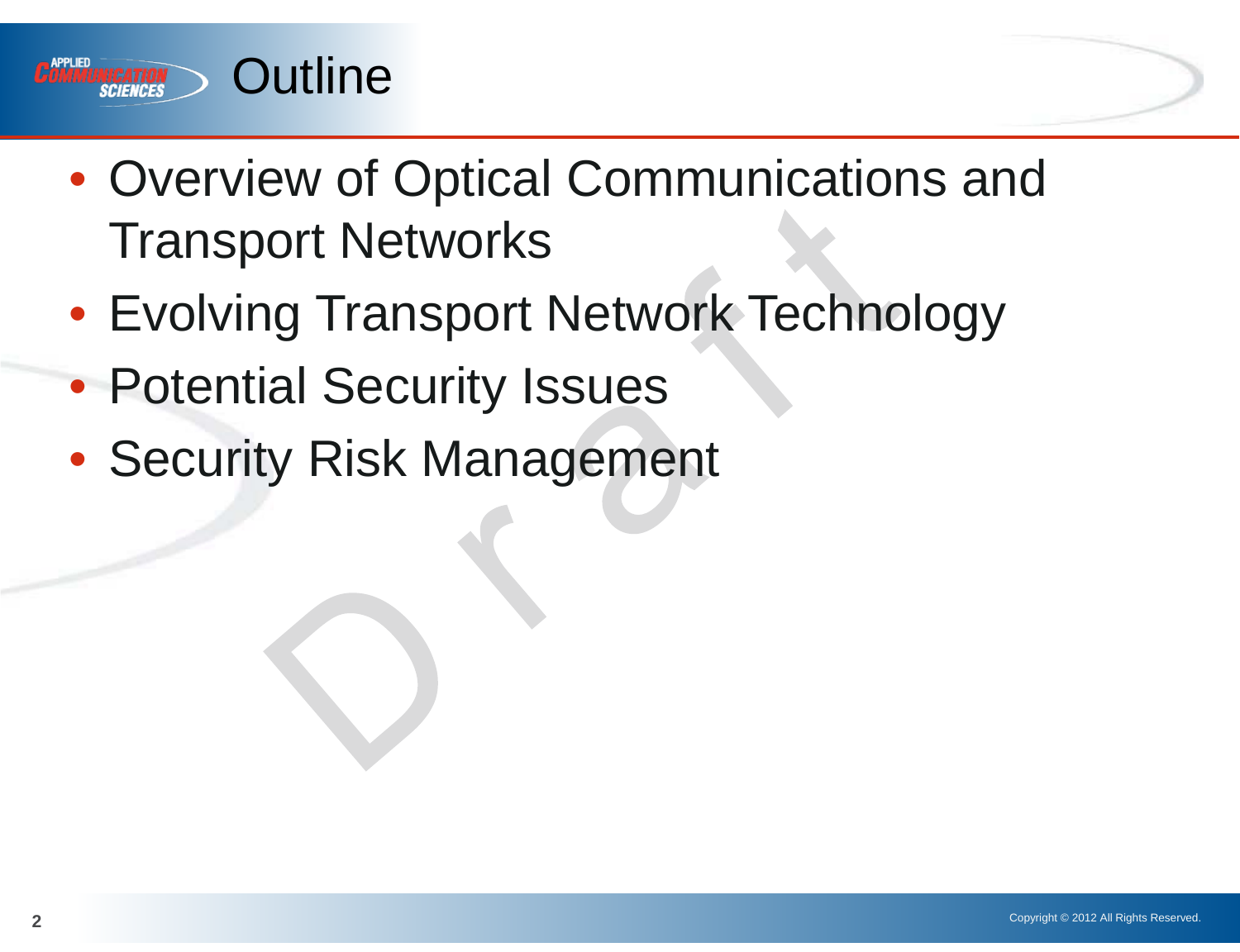# Outline

- Overview of Optical Communications and Transport Networks
- Evolving Transport Network Technology
- Potential Security Issues
- Security Risk Management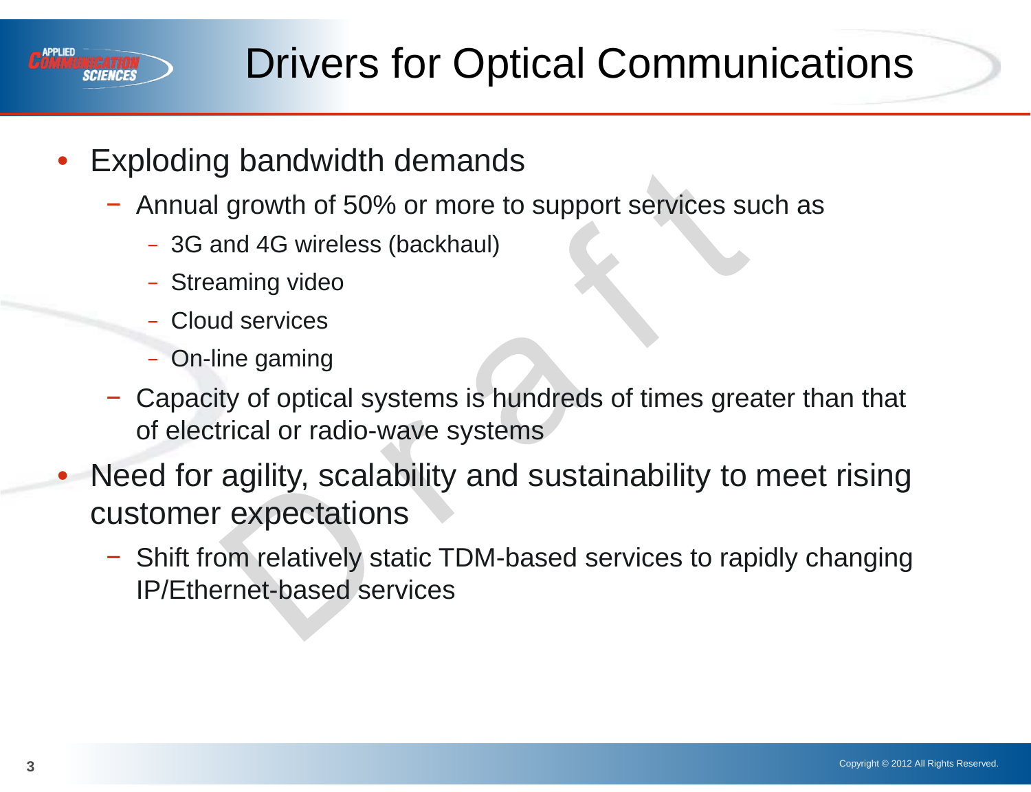# Drivers for Optical Communications

- Exploding bandwidth demands
  - Annual growth of 50% or more to support services such as
    - 3G and 4G wireless (backhaul)
    - Streaming video
    - Cloud services
    - On-line gaming
  - Capacity of optical systems is hundreds of times greater than that of electrical or radio-wave systems
- Need for agility, scalability and sustainability to meet rising customer expectations
  - Shift from relatively static TDM-based services to rapidly changing IP/Ethernet-based services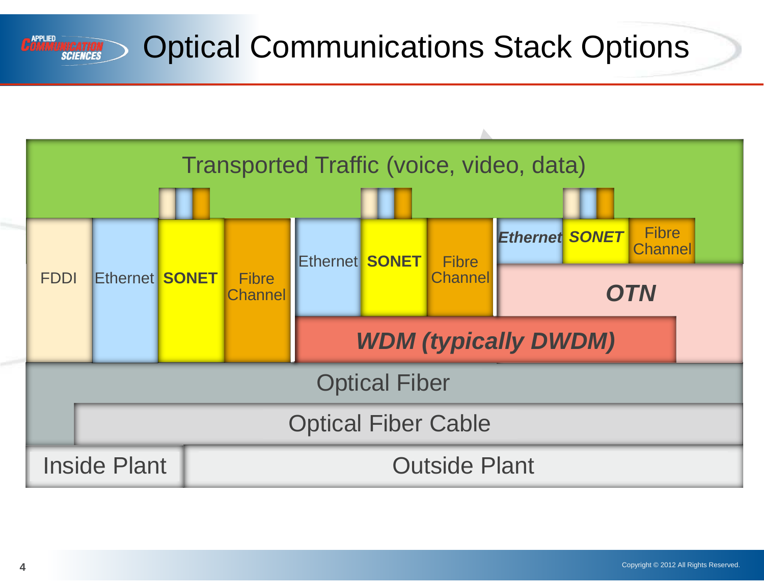# Optical Communications Stack Options

Transported Traffic (voice, video, data)

FDDI | Ethernet | **SONET** | Fibre Channel

Ethernet | **SONET** | Fibre Channel

***Ethernet*** | ***SONET*** | Fibre Channel

***OTN***

***WDM (typically DWDM)***

Optical Fiber

Optical Fiber Cable

Inside Plant | Outside Plant

Copyright © 2012 All Rights Reserved.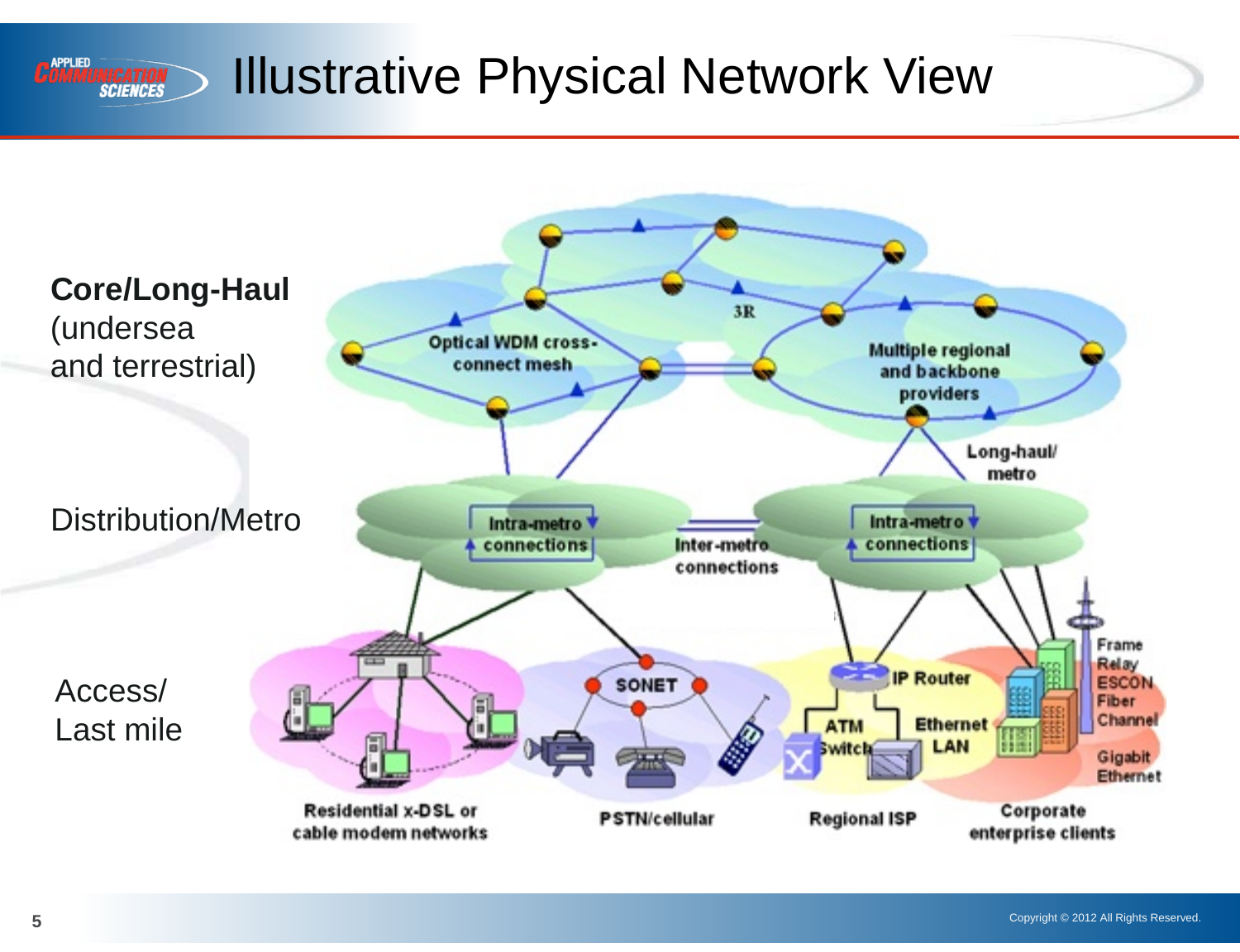# Illustrative Physical Network View

**Core/Long-Haul** (undersea and terrestrial)

Distribution/Metro

Access/ Last mile

Optical WDM cross-connect mesh

3R

Multiple regional and backbone providers

Long-haul/ metro

Intra-metro connections

Inter-metro connections

Intra-metro connections

SONET

IP Router

ATM Switch

Ethernet LAN

Frame Relay ESCON Fiber Channel

Gigabit Ethernet

Residential x-DSL or cable modem networks

PSTN/cellular

Regional ISP

Corporate enterprise clients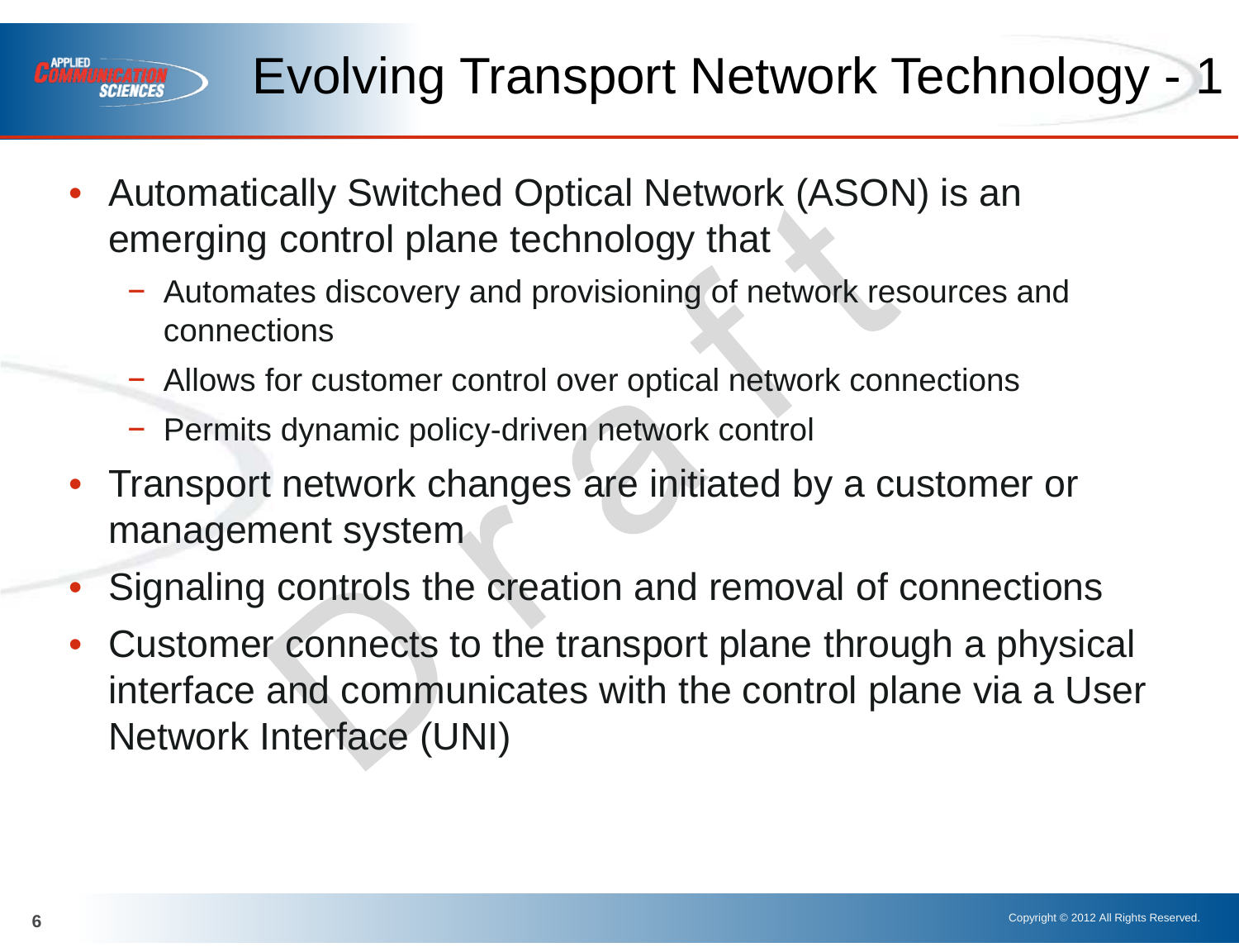# Evolving Transport Network Technology - 1

- Automatically Switched Optical Network (ASON) is an emerging control plane technology that
  - Automates discovery and provisioning of network resources and connections
  - Allows for customer control over optical network connections
  - Permits dynamic policy-driven network control
- Transport network changes are initiated by a customer or management system
- Signaling controls the creation and removal of connections
- Customer connects to the transport plane through a physical interface and communicates with the control plane via a User Network Interface (UNI)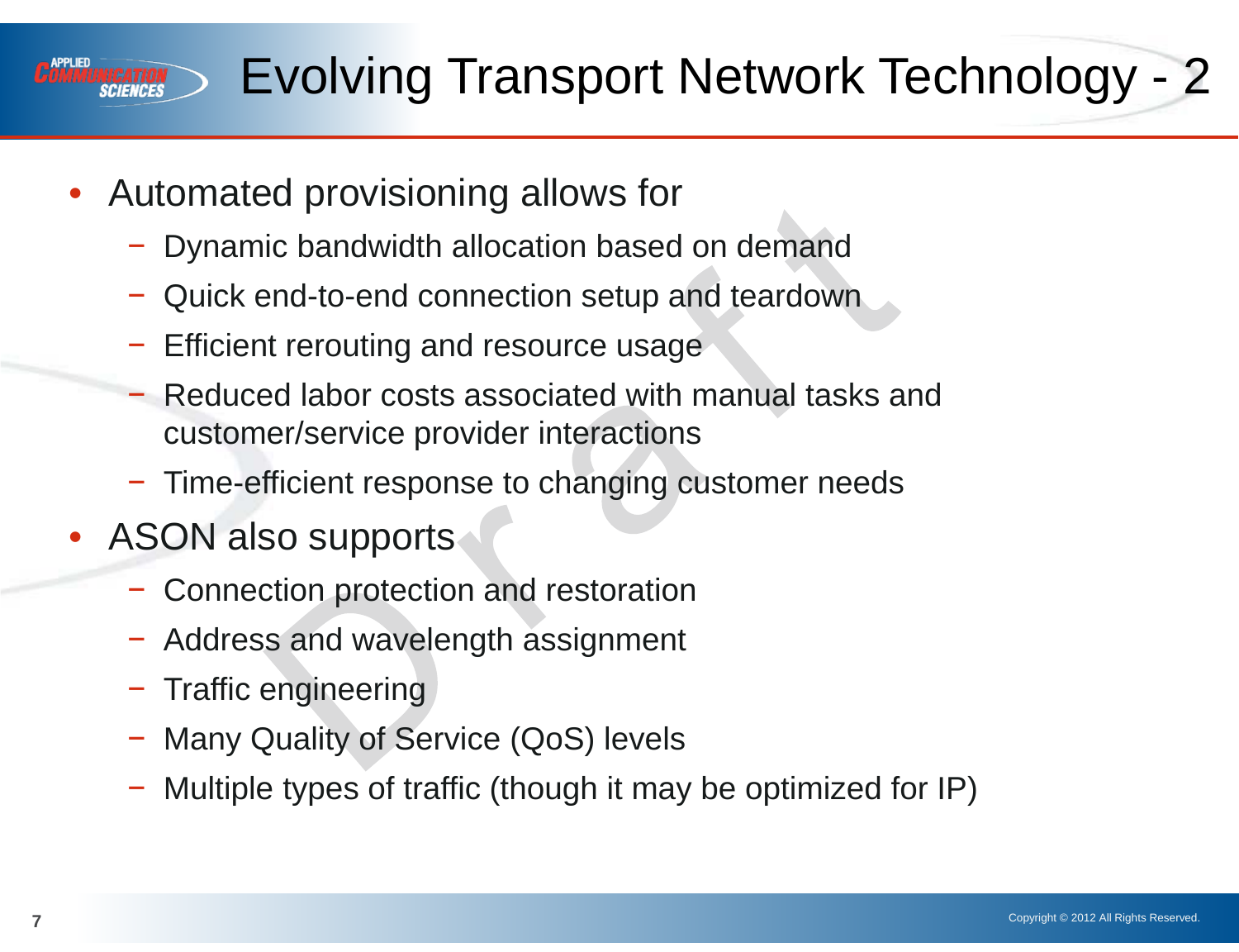# Evolving Transport Network Technology - 2

- Automated provisioning allows for
  - Dynamic bandwidth allocation based on demand
  - Quick end-to-end connection setup and teardown
  - Efficient rerouting and resource usage
  - Reduced labor costs associated with manual tasks and customer/service provider interactions
  - Time-efficient response to changing customer needs
- ASON also supports
  - Connection protection and restoration
  - Address and wavelength assignment
  - Traffic engineering
  - Many Quality of Service (QoS) levels
  - Multiple types of traffic (though it may be optimized for IP)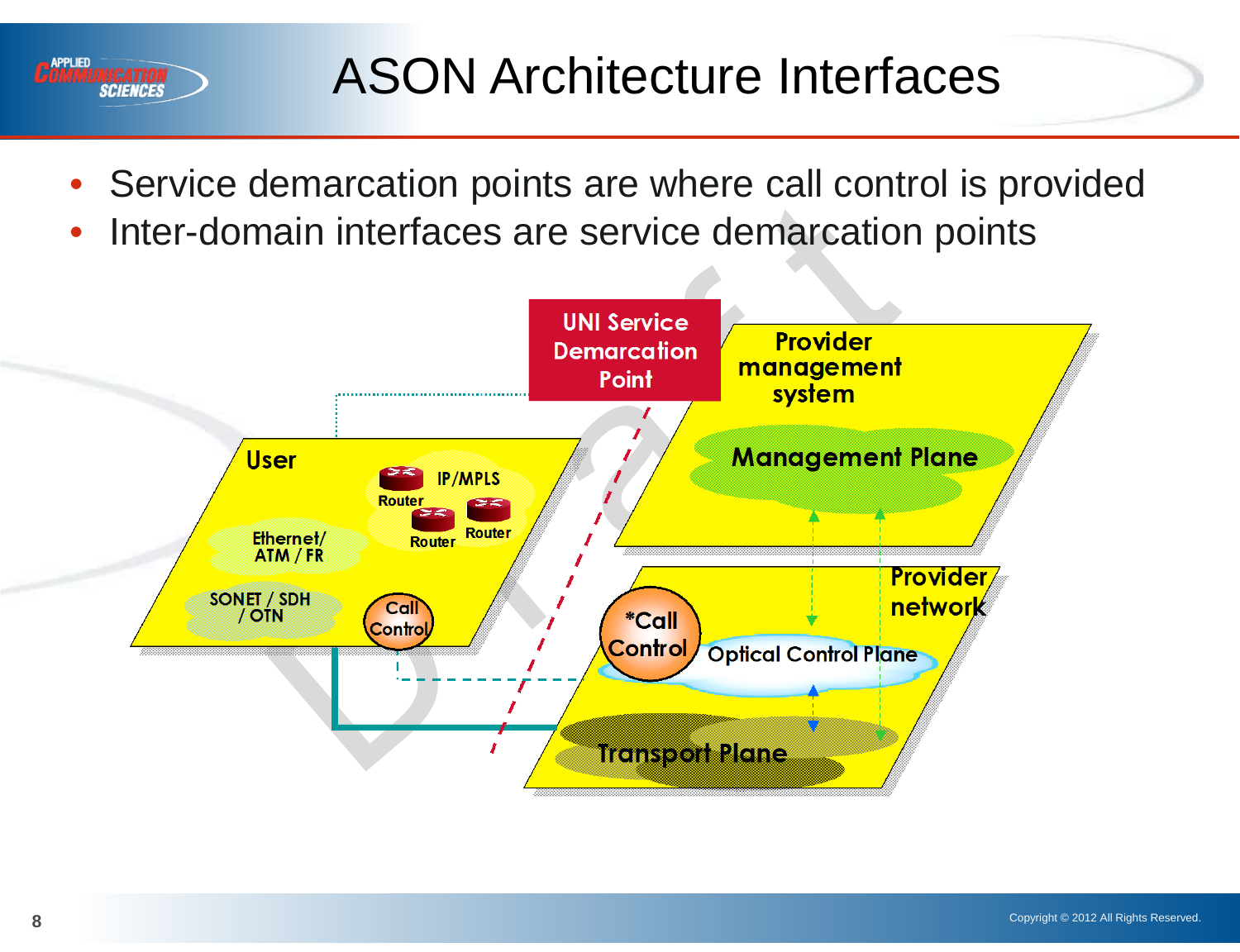# ASON Architecture Interfaces

- Service demarcation points are where call control is provided
- Inter-domain interfaces are service demarcation points

UNI Service Demarcation Point

Provider management system

Management Plane

User

IP/MPLS

Router

Router

Router

Ethernet/ ATM / FR

SONET / SDH / OTN

Call Control

Provider network

*Call Control

Optical Control Plane

Transport Plane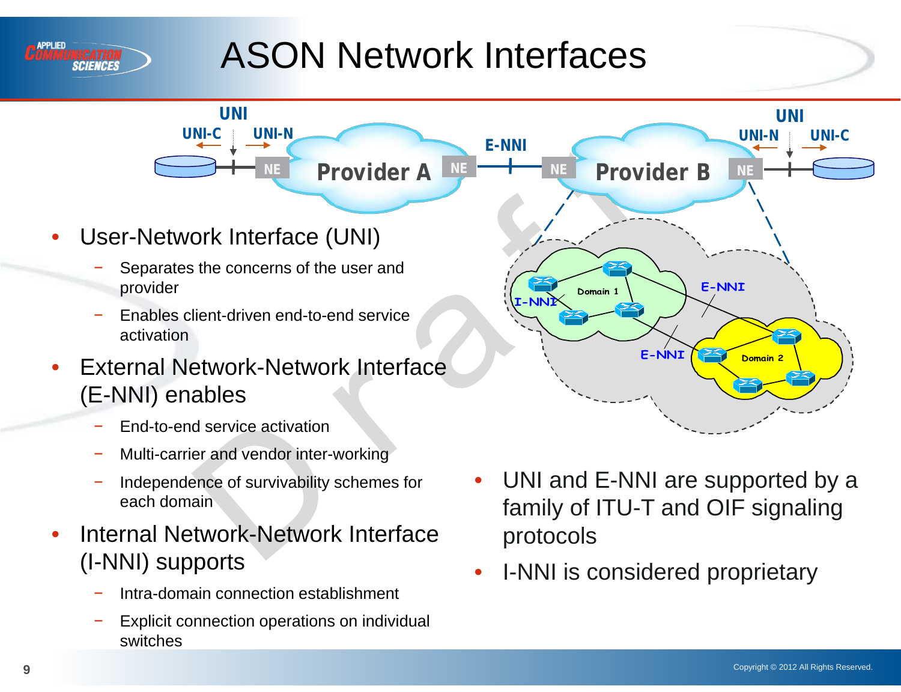# ASON Network Interfaces

- User-Network Interface (UNI)
  - Separates the concerns of the user and provider
  - Enables client-driven end-to-end service activation
- External Network-Network Interface (E-NNI) enables
  - End-to-end service activation
  - Multi-carrier and vendor inter-working
  - Independence of survivability schemes for each domain
- Internal Network-Network Interface (I-NNI) supports
  - Intra-domain connection establishment
  - Explicit connection operations on individual switches

- UNI and E-NNI are supported by a family of ITU-T and OIF signaling protocols
- I-NNI is considered proprietary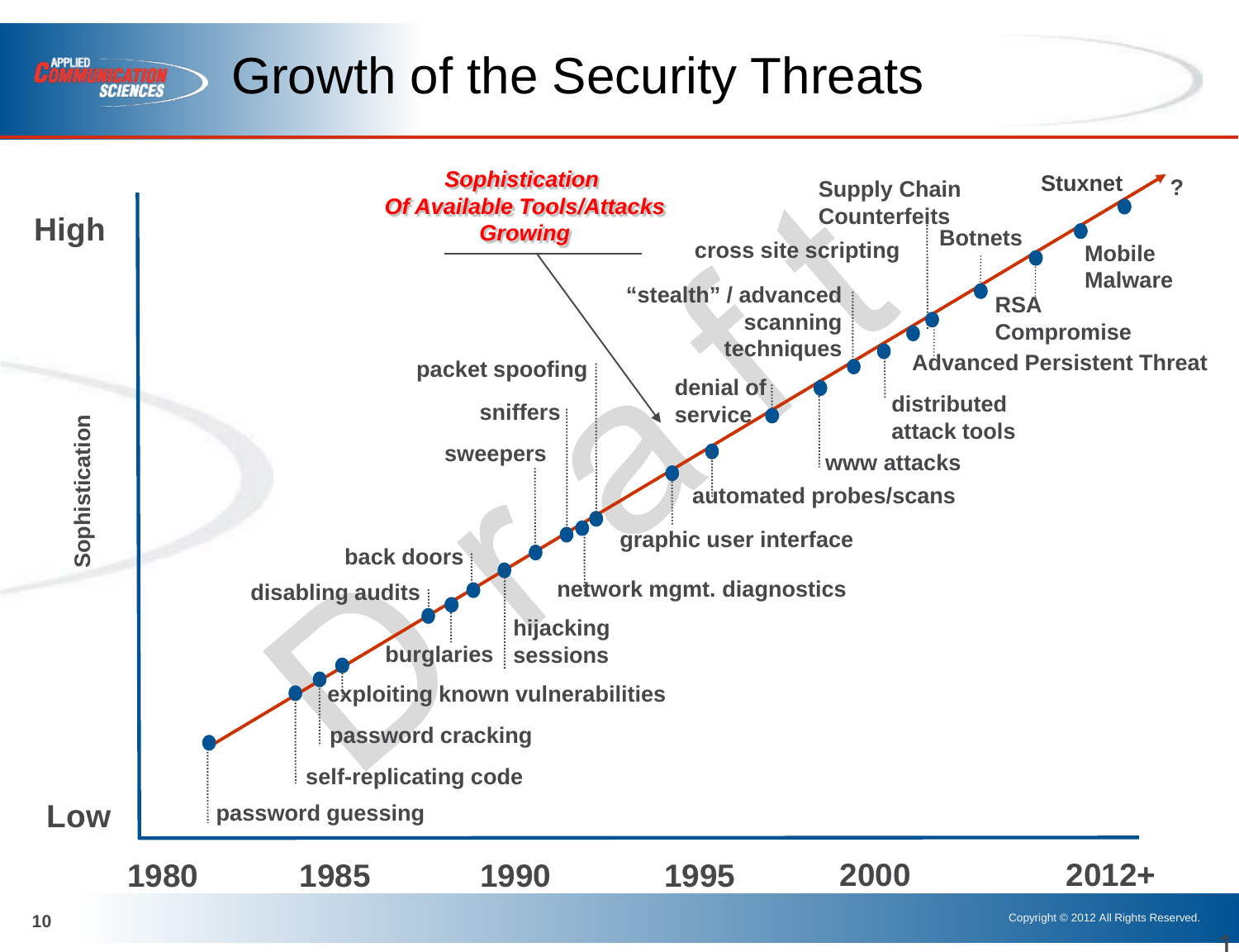# Growth of the Security Threats

*Sophistication Of Available Tools/Attacks Growing*

**High**

**Low**

**Sophistication**

- password guessing
- self-replicating code
- password cracking
- exploiting known vulnerabilities
- disabling audits
- burglaries
- back doors
- hijacking sessions
- sweepers
- sniffers
- packet spoofing
- network mgmt. diagnostics
- graphic user interface
- automated probes/scans
- denial of service
- www attacks
- "stealth" / advanced scanning techniques
- distributed attack tools
- cross site scripting
- Supply Chain Counterfeits
- Advanced Persistent Threat
- Botnets
- RSA Compromise
- Mobile Malware
- Stuxnet
- ?

**1980 1985 1990 1995 2000 2012+**

Draft

Copyright © 2012 All Rights Reserved.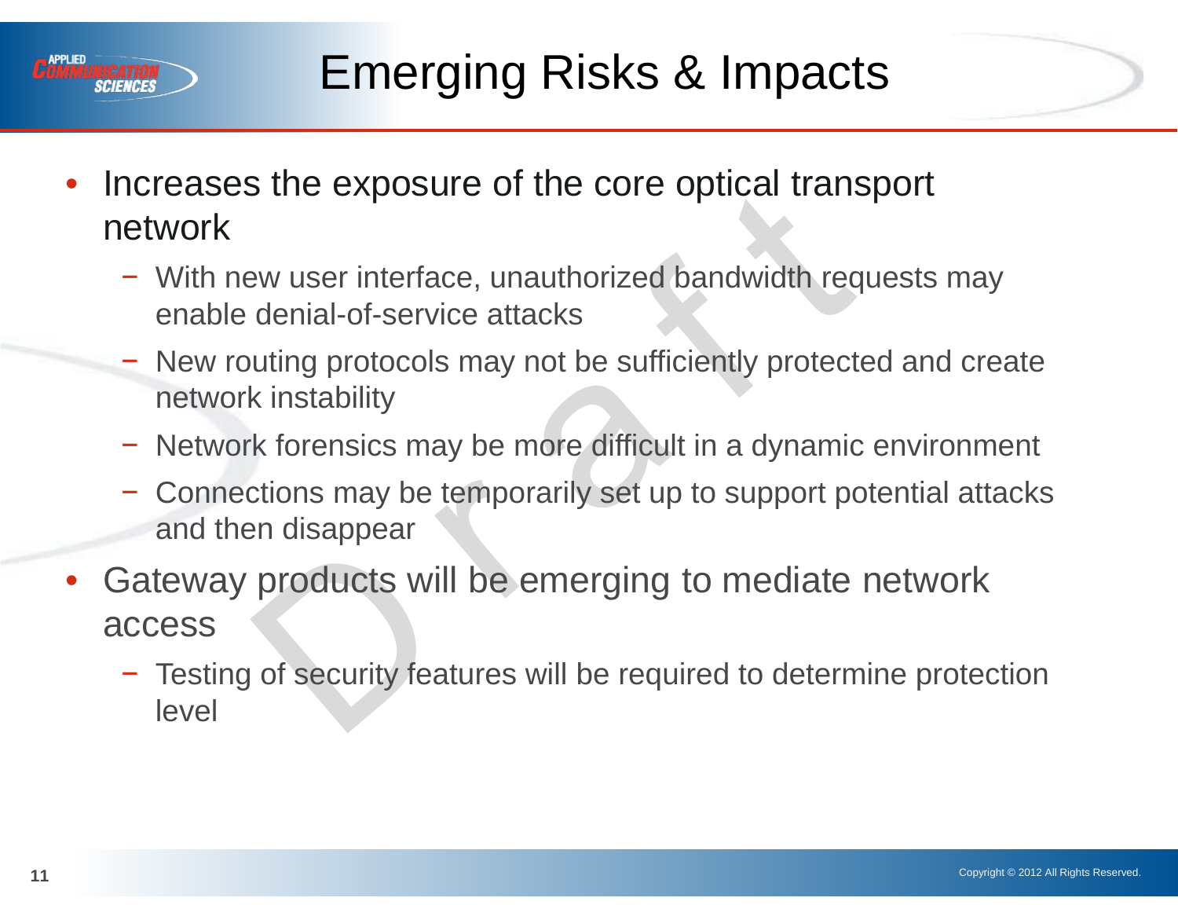# Emerging Risks & Impacts

- Increases the exposure of the core optical transport network
  - With new user interface, unauthorized bandwidth requests may enable denial-of-service attacks
  - New routing protocols may not be sufficiently protected and create network instability
  - Network forensics may be more difficult in a dynamic environment
  - Connections may be temporarily set up to support potential attacks and then disappear
- Gateway products will be emerging to mediate network access
  - Testing of security features will be required to determine protection level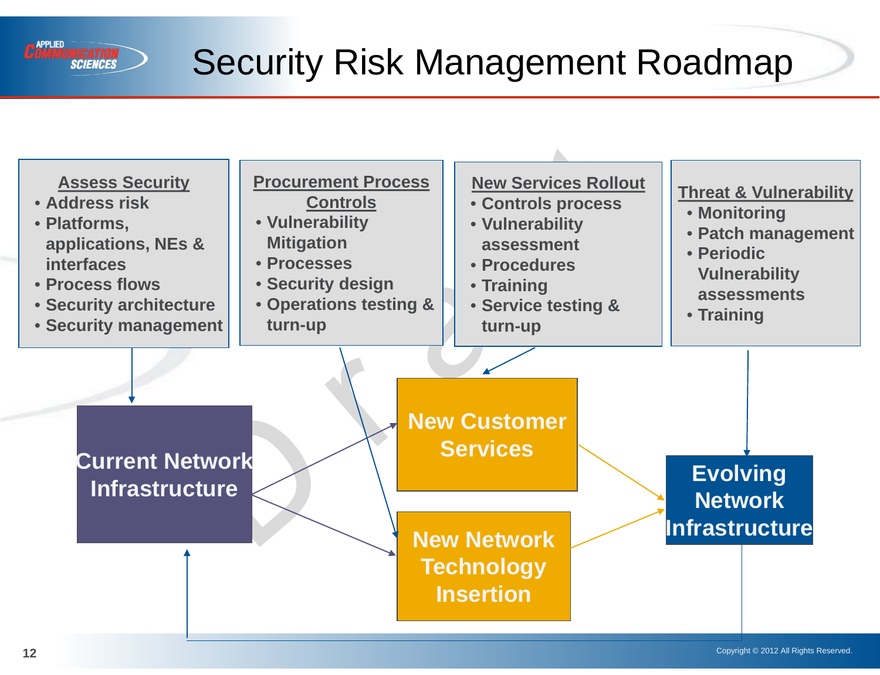# Security Risk Management Roadmap

**Assess Security**

- Address risk
- Platforms, applications, NEs & interfaces
- Process flows
- Security architecture
- Security management

**Procurement Process Controls**

- Vulnerability Mitigation
- Processes
- Security design
- Operations testing & turn-up

**New Services Rollout**

- Controls process
- Vulnerability assessment
- Procedures
- Training
- Service testing & turn-up

**Threat & Vulnerability**

- Monitoring
- Patch management
- Periodic Vulnerability assessments
- Training

Current Network Infrastructure

New Customer Services

New Network Technology Insertion

Evolving Network Infrastructure

Copyright © 2012 All Rights Reserved.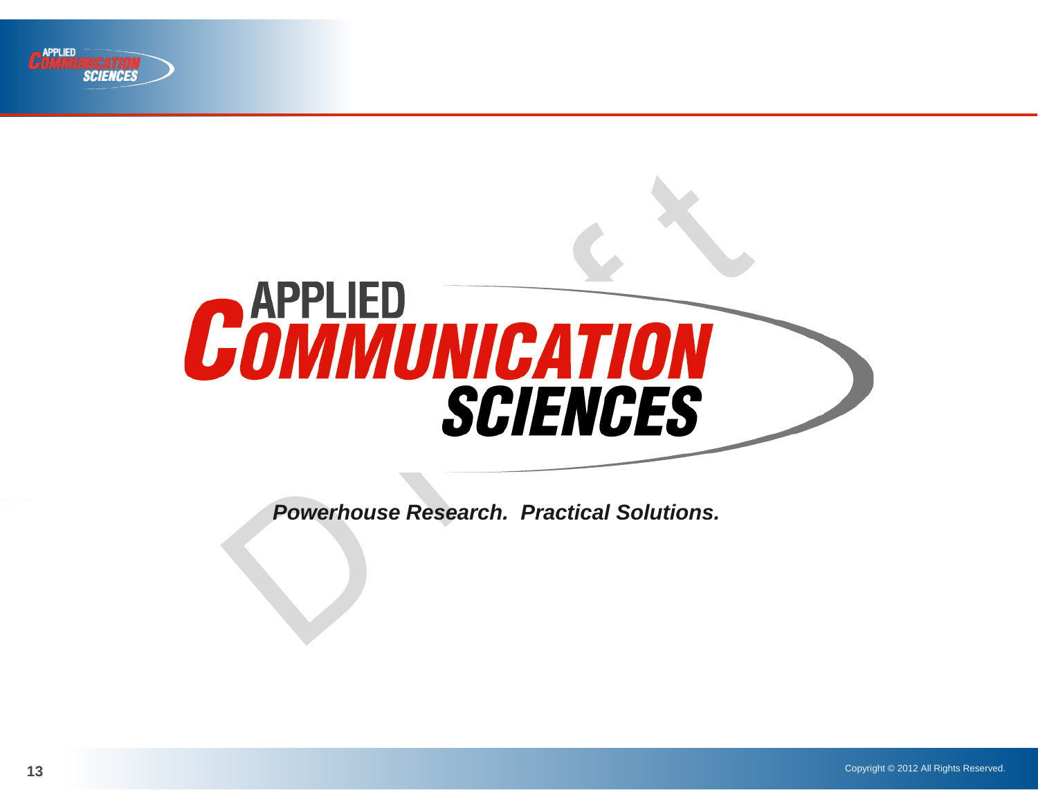# APPLIED COMMUNICATION SCIENCES

*Powerhouse Research. Practical Solutions.*

Copyright © 2012 All Rights Reserved.